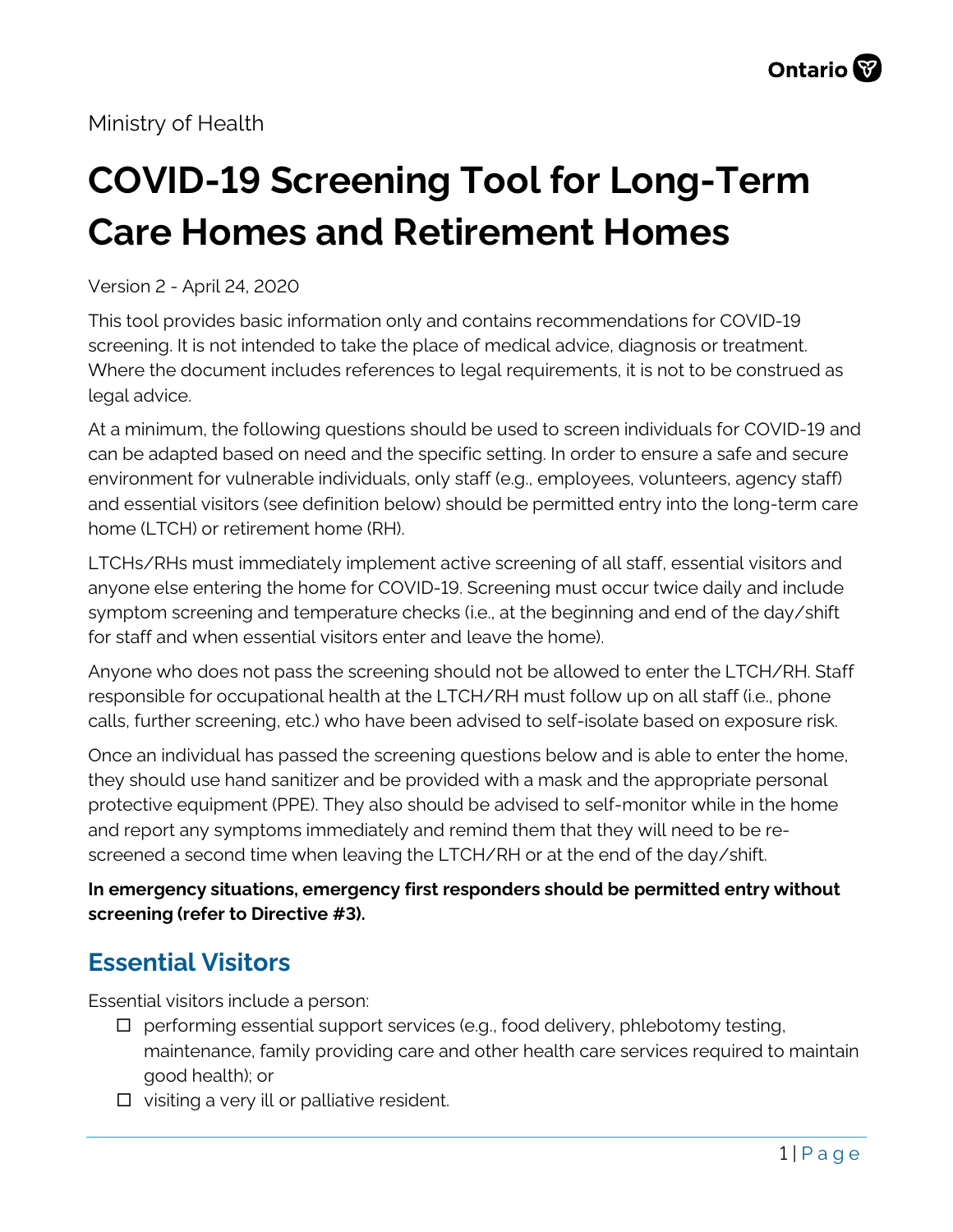Ministry of Health

# COVID-19 Screening Tool for Long-Term Care Homes and Retirement Homes

Version 2 - April 24, 2020

This tool provides basic information only and contains recommendations for COVID-19 screening. It is not intended to take the place of medical advice, diagnosis or treatment. Where the document includes references to legal requirements, it is not to be construed as legal advice.

At a minimum, the following questions should be used to screen individuals for COVID-19 and can be adapted based on need and the specific setting. In order to ensure a safe and secure environment for vulnerable individuals, only staff (e.g., employees, volunteers, agency staff) and essential visitors (see definition below) should be permitted entry into the long-term care home (LTCH) or retirement home (RH).

LTCHs/RHs must immediately implement active screening of all staff, essential visitors and anyone else entering the home for COVID-19. Screening must occur twice daily and include symptom screening and temperature checks (i.e., at the beginning and end of the day/shift for staff and when essential visitors enter and leave the home).

Anyone who does not pass the screening should not be allowed to enter the LTCH/RH. Staff responsible for occupational health at the LTCH/RH must follow up on all staff (i.e., phone calls, further screening, etc.) who have been advised to self-isolate based on exposure risk.

Once an individual has passed the screening questions below and is able to enter the home, they should use hand sanitizer and be provided with a mask and the appropriate personal protective equipment (PPE). They also should be advised to self-monitor while in the home and report any symptoms immediately and remind them that they will need to be re-screened a second time when leaving the LTCH/RH or at the end of the day/shift.

**In emergency situations, emergency first responders should be permitted entry without screening (refer to Directive #3).**

## Essential Visitors

Essential visitors include a person:

- ☐ performing essential support services (e.g., food delivery, phlebotomy testing, maintenance, family providing care and other health care services required to maintain good health); or
- ☐ visiting a very ill or palliative resident.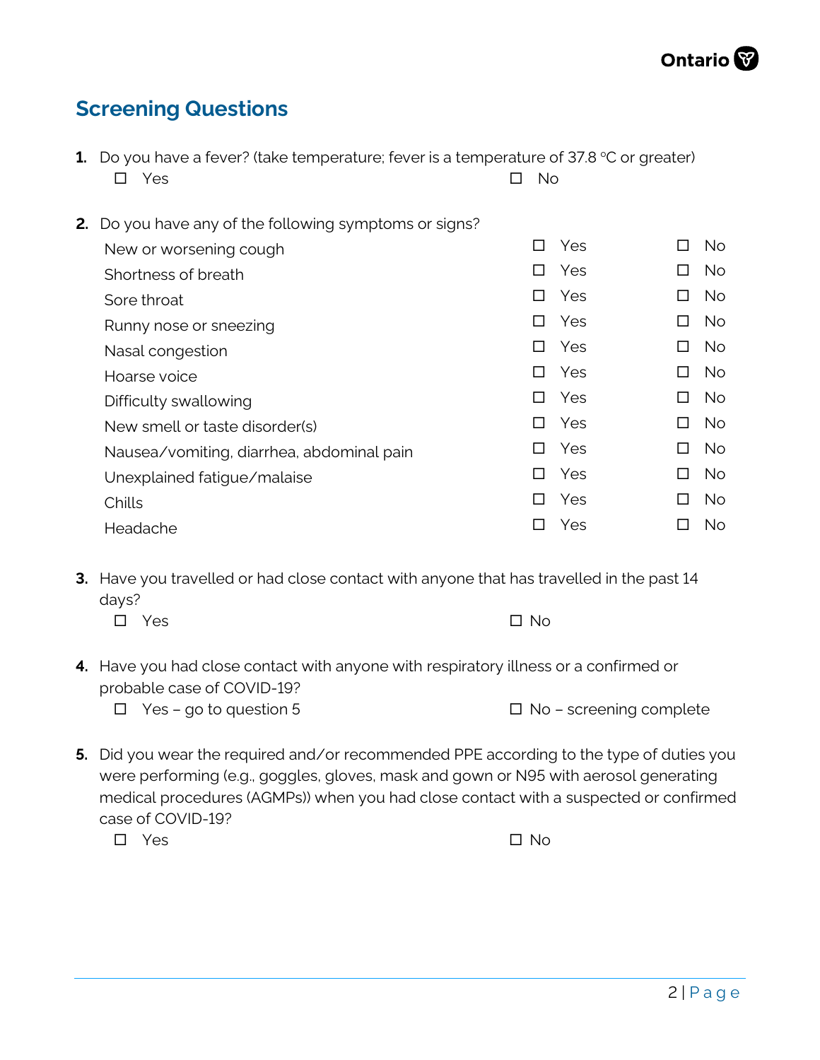## Screening Questions

**1.** Do you have a fever? (take temperature; fever is a temperature of 37.8 °C or greater)

☐ Yes ☐ No

**2.** Do you have any of the following symptoms or signs?

| | | |
|---|---|---|
| New or worsening cough | ☐ Yes | ☐ No |
| Shortness of breath | ☐ Yes | ☐ No |
| Sore throat | ☐ Yes | ☐ No |
| Runny nose or sneezing | ☐ Yes | ☐ No |
| Nasal congestion | ☐ Yes | ☐ No |
| Hoarse voice | ☐ Yes | ☐ No |
| Difficulty swallowing | ☐ Yes | ☐ No |
| New smell or taste disorder(s) | ☐ Yes | ☐ No |
| Nausea/vomiting, diarrhea, abdominal pain | ☐ Yes | ☐ No |
| Unexplained fatigue/malaise | ☐ Yes | ☐ No |
| Chills | ☐ Yes | ☐ No |
| Headache | ☐ Yes | ☐ No |

**3.** Have you travelled or had close contact with anyone that has travelled in the past 14 days?

☐ Yes ☐ No

**4.** Have you had close contact with anyone with respiratory illness or a confirmed or probable case of COVID-19?

☐ Yes – go to question 5 ☐ No – screening complete

**5.** Did you wear the required and/or recommended PPE according to the type of duties you were performing (e.g., goggles, gloves, mask and gown or N95 with aerosol generating medical procedures (AGMPs)) when you had close contact with a suspected or confirmed case of COVID-19?

☐ Yes ☐ No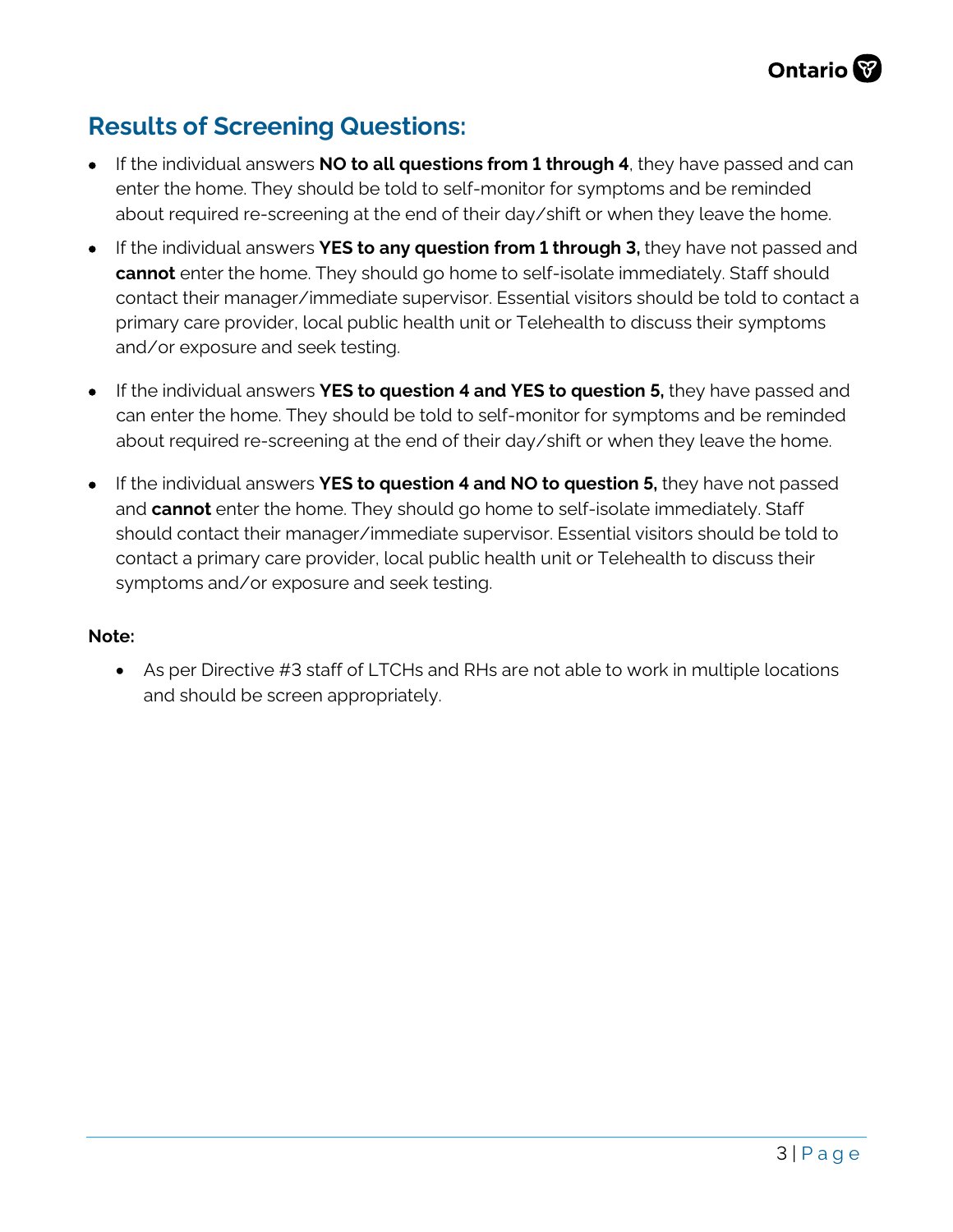## Results of Screening Questions:

- If the individual answers **NO to all questions from 1 through 4**, they have passed and can enter the home. They should be told to self-monitor for symptoms and be reminded about required re-screening at the end of their day/shift or when they leave the home.
- If the individual answers **YES to any question from 1 through 3,** they have not passed and **cannot** enter the home. They should go home to self-isolate immediately. Staff should contact their manager/immediate supervisor. Essential visitors should be told to contact a primary care provider, local public health unit or Telehealth to discuss their symptoms and/or exposure and seek testing.
- If the individual answers **YES to question 4 and YES to question 5,** they have passed and can enter the home. They should be told to self-monitor for symptoms and be reminded about required re-screening at the end of their day/shift or when they leave the home.
- If the individual answers **YES to question 4 and NO to question 5,** they have not passed and **cannot** enter the home. They should go home to self-isolate immediately. Staff should contact their manager/immediate supervisor. Essential visitors should be told to contact a primary care provider, local public health unit or Telehealth to discuss their symptoms and/or exposure and seek testing.

**Note:**

- As per Directive #3 staff of LTCHs and RHs are not able to work in multiple locations and should be screen appropriately.